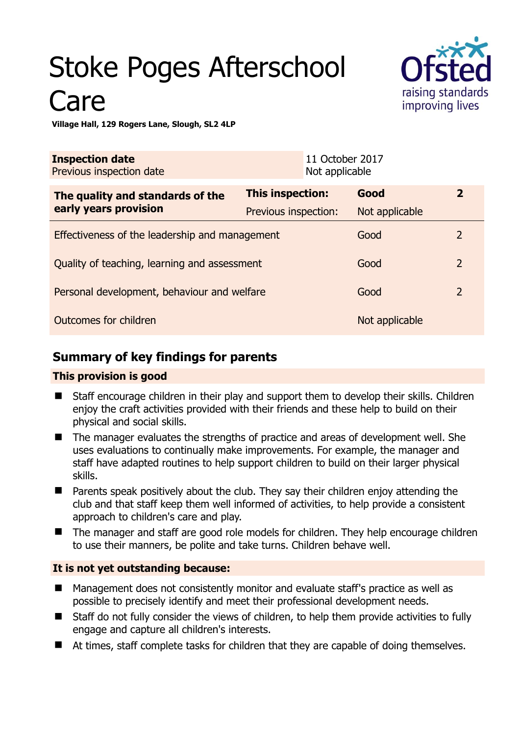# Stoke Poges Afterschool Care

**Village Hall, 129 Rogers Lane, Slough, SL2 4LP**

| **Inspection date** | 11 October 2017 |
|---|---|
| Previous inspection date | Not applicable |

| **The quality and standards of the early years provision** | **This inspection:** | **Good** | **2** |
|---|---|---|---|
| | Previous inspection: | Not applicable | |
| Effectiveness of the leadership and management | | Good | 2 |
| Quality of teaching, learning and assessment | | Good | 2 |
| Personal development, behaviour and welfare | | Good | 2 |
| Outcomes for children | | Not applicable | |

## Summary of key findings for parents

### This provision is good

- Staff encourage children in their play and support them to develop their skills. Children enjoy the craft activities provided with their friends and these help to build on their physical and social skills.
- The manager evaluates the strengths of practice and areas of development well. She uses evaluations to continually make improvements. For example, the manager and staff have adapted routines to help support children to build on their larger physical skills.
- Parents speak positively about the club. They say their children enjoy attending the club and that staff keep them well informed of activities, to help provide a consistent approach to children's care and play.
- The manager and staff are good role models for children. They help encourage children to use their manners, be polite and take turns. Children behave well.

### It is not yet outstanding because:

- Management does not consistently monitor and evaluate staff's practice as well as possible to precisely identify and meet their professional development needs.
- Staff do not fully consider the views of children, to help them provide activities to fully engage and capture all children's interests.
- At times, staff complete tasks for children that they are capable of doing themselves.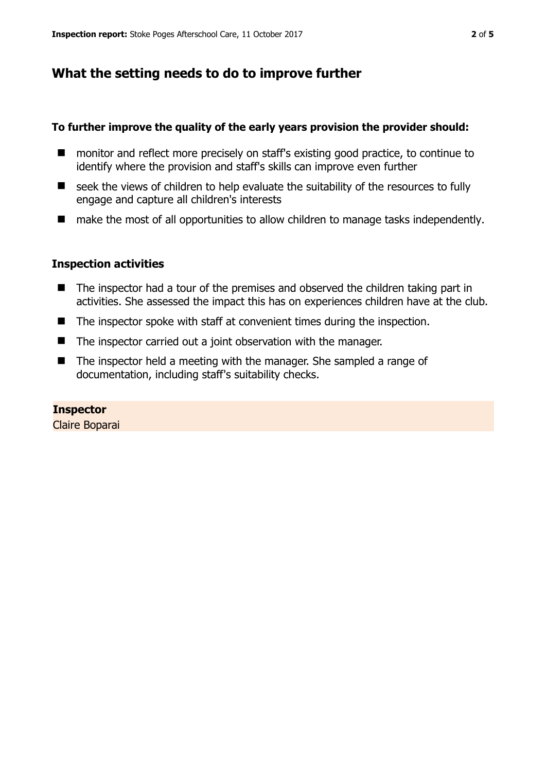## What the setting needs to do to improve further

**To further improve the quality of the early years provision the provider should:**

- monitor and reflect more precisely on staff's existing good practice, to continue to identify where the provision and staff's skills can improve even further
- seek the views of children to help evaluate the suitability of the resources to fully engage and capture all children's interests
- make the most of all opportunities to allow children to manage tasks independently.

### Inspection activities

- The inspector had a tour of the premises and observed the children taking part in activities. She assessed the impact this has on experiences children have at the club.
- The inspector spoke with staff at convenient times during the inspection.
- The inspector carried out a joint observation with the manager.
- The inspector held a meeting with the manager. She sampled a range of documentation, including staff's suitability checks.

**Inspector**
Claire Boparai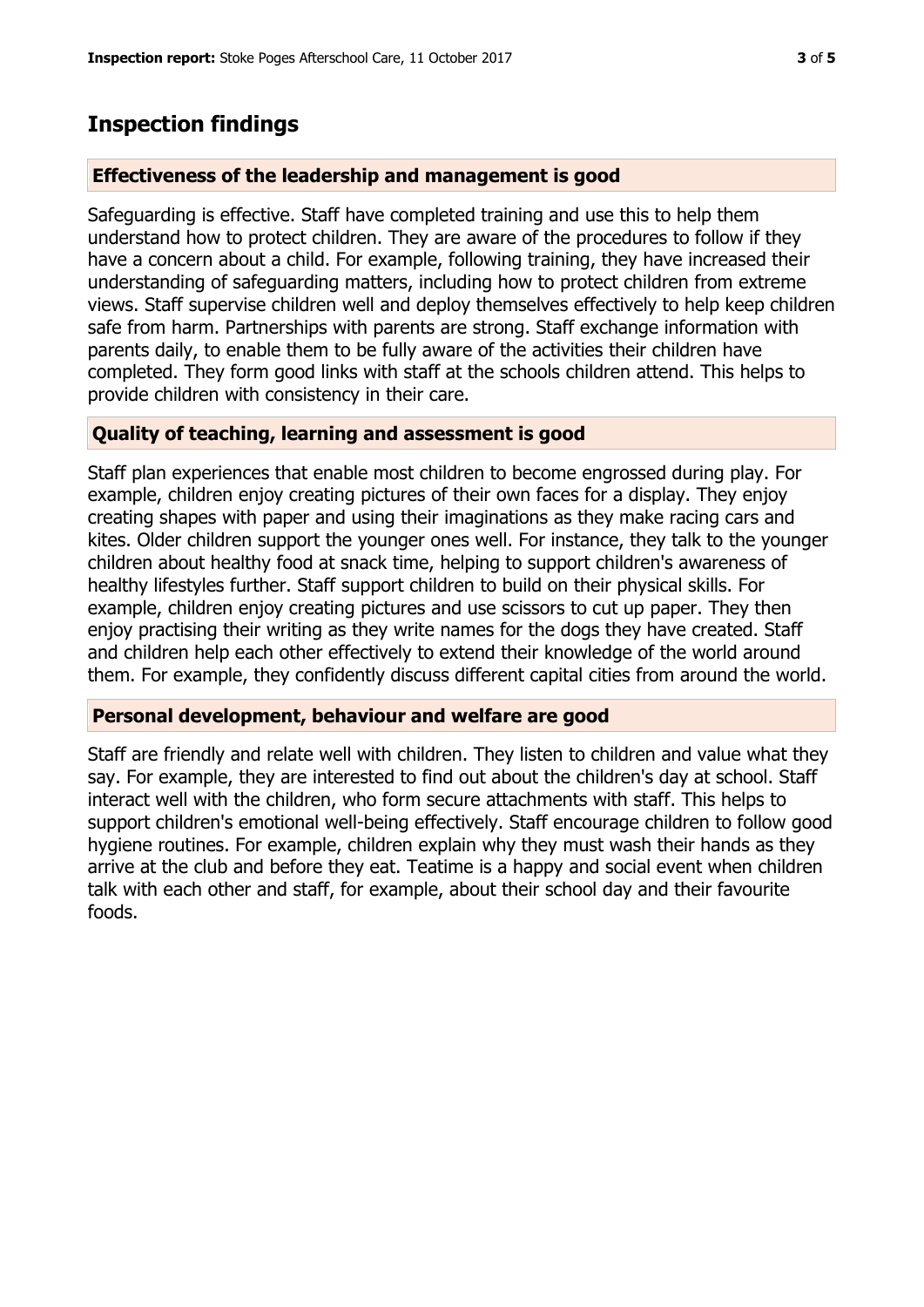# Inspection findings

## Effectiveness of the leadership and management is good

Safeguarding is effective. Staff have completed training and use this to help them understand how to protect children. They are aware of the procedures to follow if they have a concern about a child. For example, following training, they have increased their understanding of safeguarding matters, including how to protect children from extreme views. Staff supervise children well and deploy themselves effectively to help keep children safe from harm. Partnerships with parents are strong. Staff exchange information with parents daily, to enable them to be fully aware of the activities their children have completed. They form good links with staff at the schools children attend. This helps to provide children with consistency in their care.

## Quality of teaching, learning and assessment is good

Staff plan experiences that enable most children to become engrossed during play. For example, children enjoy creating pictures of their own faces for a display. They enjoy creating shapes with paper and using their imaginations as they make racing cars and kites. Older children support the younger ones well. For instance, they talk to the younger children about healthy food at snack time, helping to support children's awareness of healthy lifestyles further. Staff support children to build on their physical skills. For example, children enjoy creating pictures and use scissors to cut up paper. They then enjoy practising their writing as they write names for the dogs they have created. Staff and children help each other effectively to extend their knowledge of the world around them. For example, they confidently discuss different capital cities from around the world.

## Personal development, behaviour and welfare are good

Staff are friendly and relate well with children. They listen to children and value what they say. For example, they are interested to find out about the children's day at school. Staff interact well with the children, who form secure attachments with staff. This helps to support children's emotional well-being effectively. Staff encourage children to follow good hygiene routines. For example, children explain why they must wash their hands as they arrive at the club and before they eat. Teatime is a happy and social event when children talk with each other and staff, for example, about their school day and their favourite foods.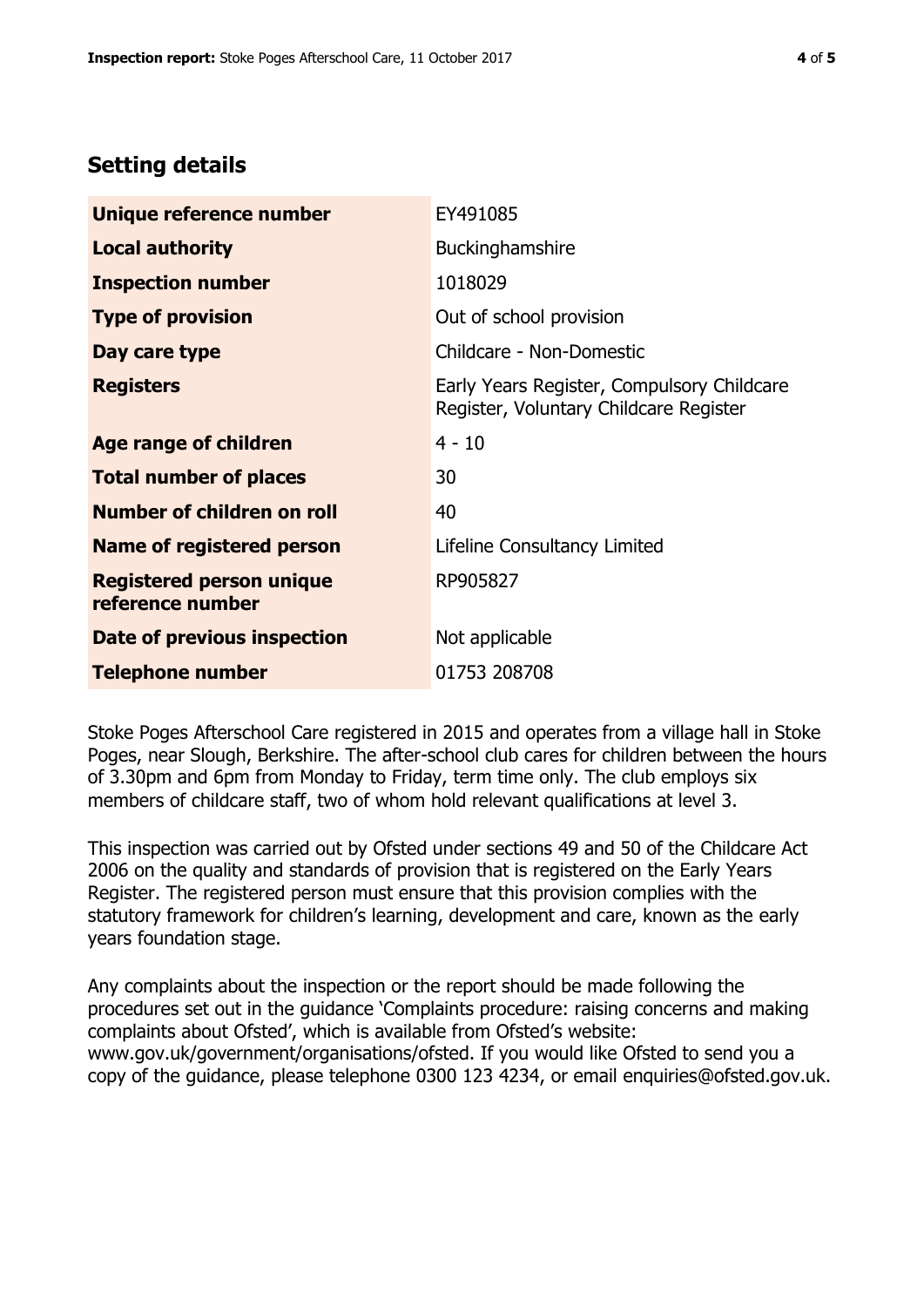## Setting details

| | |
|---|---|
| **Unique reference number** | EY491085 |
| **Local authority** | Buckinghamshire |
| **Inspection number** | 1018029 |
| **Type of provision** | Out of school provision |
| **Day care type** | Childcare - Non-Domestic |
| **Registers** | Early Years Register, Compulsory Childcare Register, Voluntary Childcare Register |
| **Age range of children** | 4 - 10 |
| **Total number of places** | 30 |
| **Number of children on roll** | 40 |
| **Name of registered person** | Lifeline Consultancy Limited |
| **Registered person unique reference number** | RP905827 |
| **Date of previous inspection** | Not applicable |
| **Telephone number** | 01753 208708 |

Stoke Poges Afterschool Care registered in 2015 and operates from a village hall in Stoke Poges, near Slough, Berkshire. The after-school club cares for children between the hours of 3.30pm and 6pm from Monday to Friday, term time only. The club employs six members of childcare staff, two of whom hold relevant qualifications at level 3.

This inspection was carried out by Ofsted under sections 49 and 50 of the Childcare Act 2006 on the quality and standards of provision that is registered on the Early Years Register. The registered person must ensure that this provision complies with the statutory framework for children's learning, development and care, known as the early years foundation stage.

Any complaints about the inspection or the report should be made following the procedures set out in the guidance 'Complaints procedure: raising concerns and making complaints about Ofsted', which is available from Ofsted's website: www.gov.uk/government/organisations/ofsted. If you would like Ofsted to send you a copy of the guidance, please telephone 0300 123 4234, or email enquiries@ofsted.gov.uk.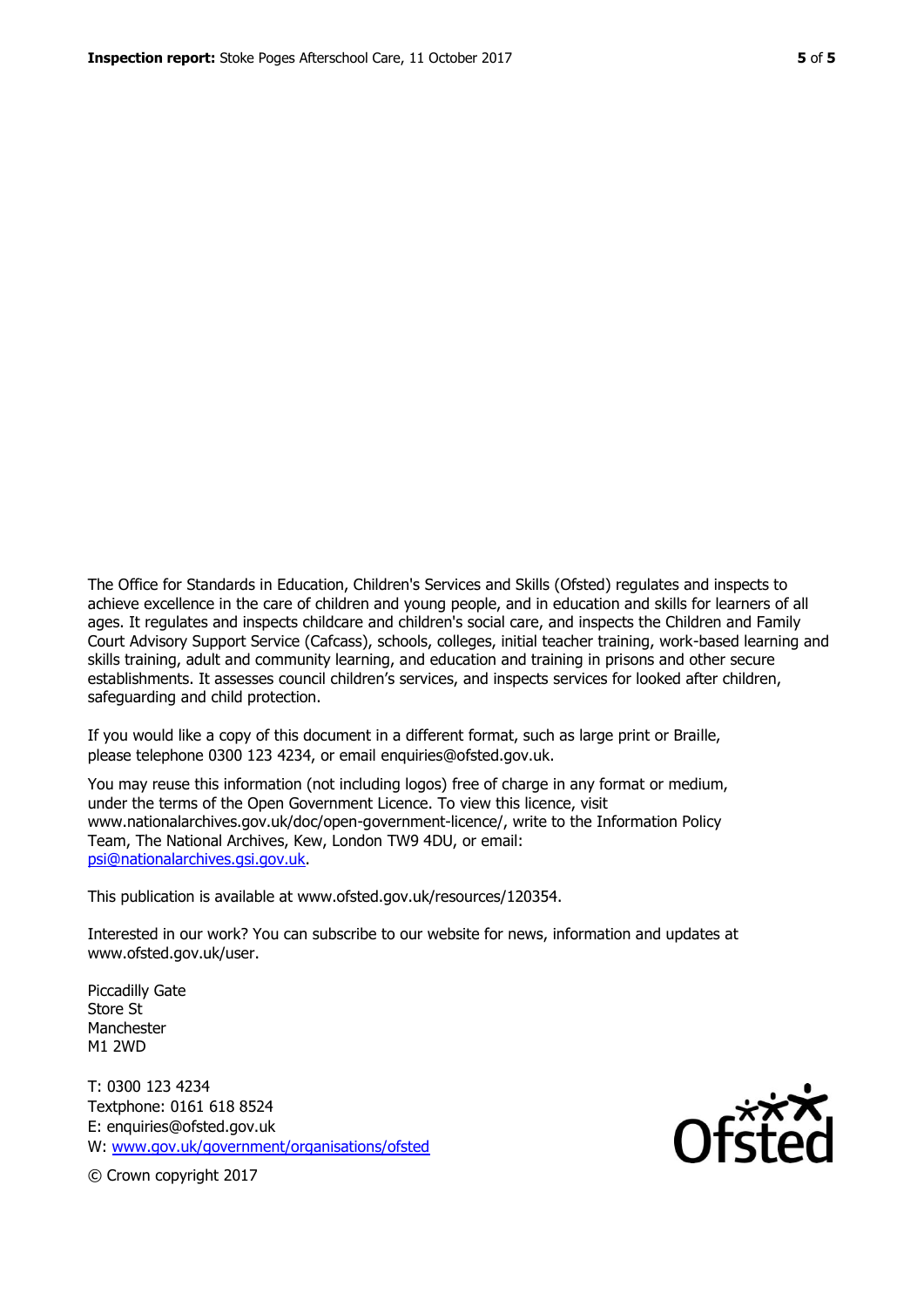The Office for Standards in Education, Children's Services and Skills (Ofsted) regulates and inspects to achieve excellence in the care of children and young people, and in education and skills for learners of all ages. It regulates and inspects childcare and children's social care, and inspects the Children and Family Court Advisory Support Service (Cafcass), schools, colleges, initial teacher training, work-based learning and skills training, adult and community learning, and education and training in prisons and other secure establishments. It assesses council children's services, and inspects services for looked after children, safeguarding and child protection.

If you would like a copy of this document in a different format, such as large print or Braille, please telephone 0300 123 4234, or email enquiries@ofsted.gov.uk.

You may reuse this information (not including logos) free of charge in any format or medium, under the terms of the Open Government Licence. To view this licence, visit www.nationalarchives.gov.uk/doc/open-government-licence/, write to the Information Policy Team, The National Archives, Kew, London TW9 4DU, or email: psi@nationalarchives.gsi.gov.uk.

This publication is available at www.ofsted.gov.uk/resources/120354.

Interested in our work? You can subscribe to our website for news, information and updates at www.ofsted.gov.uk/user.

Piccadilly Gate
Store St
Manchester
M1 2WD

T: 0300 123 4234
Textphone: 0161 618 8524
E: enquiries@ofsted.gov.uk
W: www.gov.uk/government/organisations/ofsted

© Crown copyright 2017